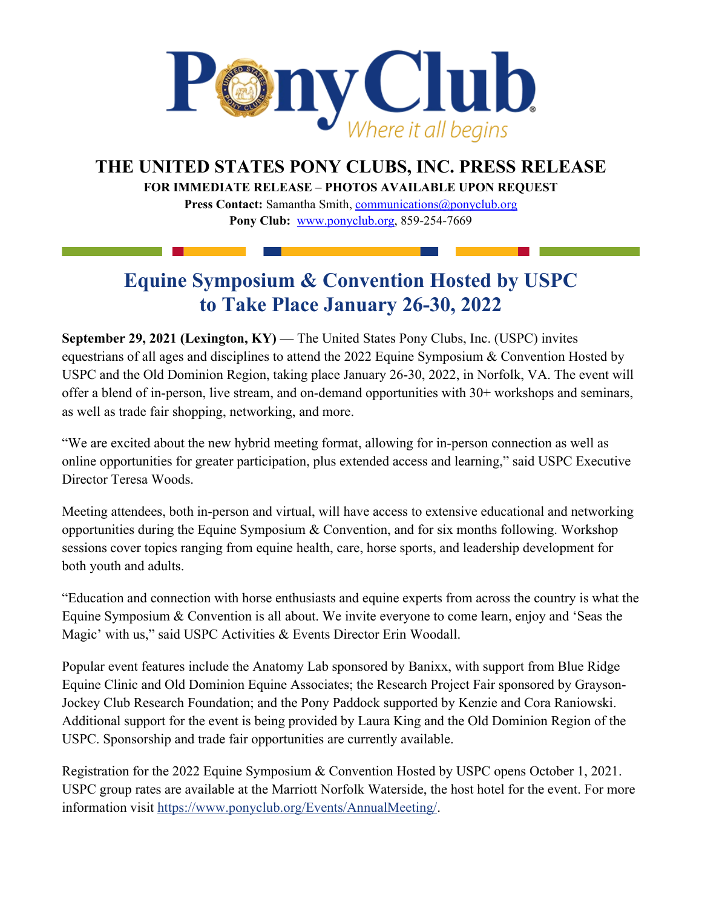# THE UNITED STATES PONY CLUBS, INC. PRESS RELEASE

**FOR IMMEDIATE RELEASE – PHOTOS AVAILABLE UPON REQUEST**

**Press Contact:** Samantha Smith, communications@ponyclub.org

**Pony Club:** www.ponyclub.org, 859-254-7669

## Equine Symposium & Convention Hosted by USPC to Take Place January 26-30, 2022

**September 29, 2021 (Lexington, KY)** — The United States Pony Clubs, Inc. (USPC) invites equestrians of all ages and disciplines to attend the 2022 Equine Symposium & Convention Hosted by USPC and the Old Dominion Region, taking place January 26-30, 2022, in Norfolk, VA. The event will offer a blend of in-person, live stream, and on-demand opportunities with 30+ workshops and seminars, as well as trade fair shopping, networking, and more.

"We are excited about the new hybrid meeting format, allowing for in-person connection as well as online opportunities for greater participation, plus extended access and learning," said USPC Executive Director Teresa Woods.

Meeting attendees, both in-person and virtual, will have access to extensive educational and networking opportunities during the Equine Symposium & Convention, and for six months following. Workshop sessions cover topics ranging from equine health, care, horse sports, and leadership development for both youth and adults.

"Education and connection with horse enthusiasts and equine experts from across the country is what the Equine Symposium & Convention is all about. We invite everyone to come learn, enjoy and 'Seas the Magic' with us," said USPC Activities & Events Director Erin Woodall.

Popular event features include the Anatomy Lab sponsored by Banixx, with support from Blue Ridge Equine Clinic and Old Dominion Equine Associates; the Research Project Fair sponsored by Grayson-Jockey Club Research Foundation; and the Pony Paddock supported by Kenzie and Cora Raniowski. Additional support for the event is being provided by Laura King and the Old Dominion Region of the USPC. Sponsorship and trade fair opportunities are currently available.

Registration for the 2022 Equine Symposium & Convention Hosted by USPC opens October 1, 2021. USPC group rates are available at the Marriott Norfolk Waterside, the host hotel for the event. For more information visit https://www.ponyclub.org/Events/AnnualMeeting/.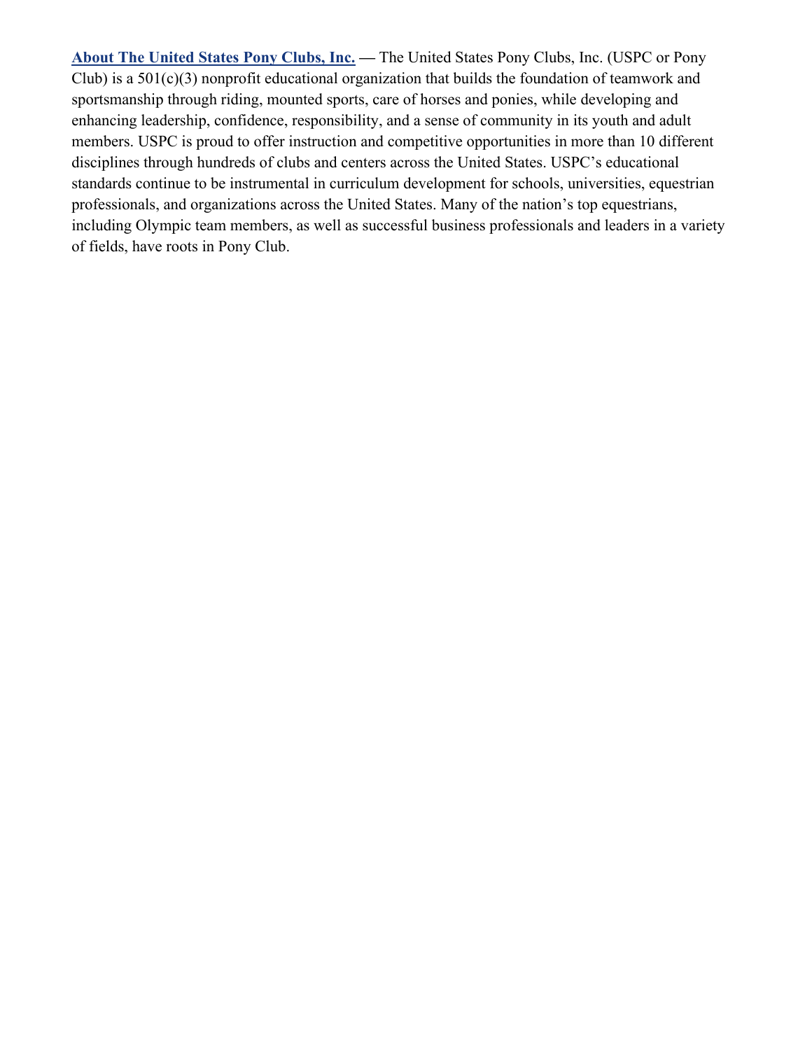**About The United States Pony Clubs, Inc.** — The United States Pony Clubs, Inc. (USPC or Pony Club) is a 501(c)(3) nonprofit educational organization that builds the foundation of teamwork and sportsmanship through riding, mounted sports, care of horses and ponies, while developing and enhancing leadership, confidence, responsibility, and a sense of community in its youth and adult members. USPC is proud to offer instruction and competitive opportunities in more than 10 different disciplines through hundreds of clubs and centers across the United States. USPC's educational standards continue to be instrumental in curriculum development for schools, universities, equestrian professionals, and organizations across the United States. Many of the nation's top equestrians, including Olympic team members, as well as successful business professionals and leaders in a variety of fields, have roots in Pony Club.